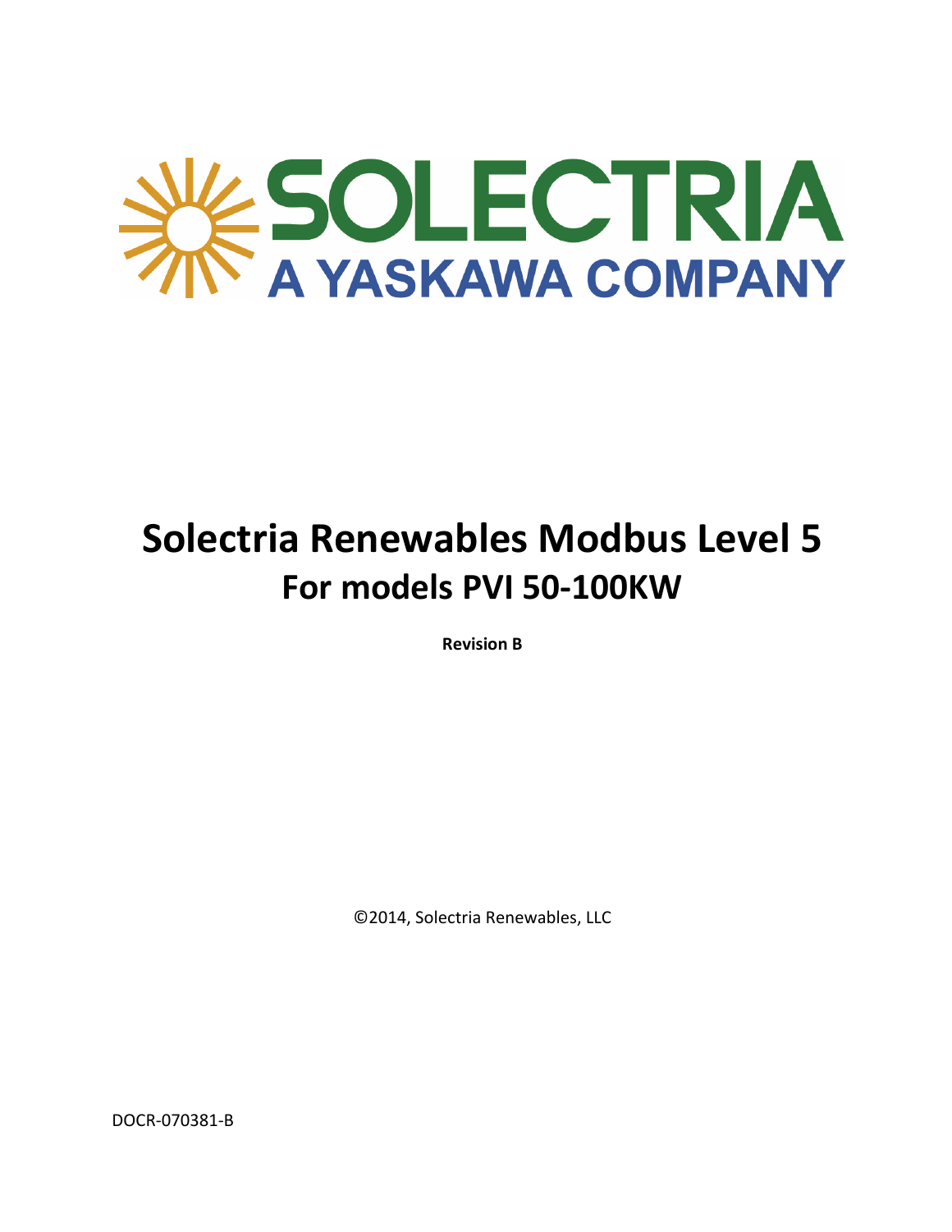SOLECTRIA

A YASKAWA COMPANY

# Solectria Renewables Modbus Level 5

## For models PVI 50-100KW

**Revision B**

©2014, Solectria Renewables, LLC

DOCR-070381-B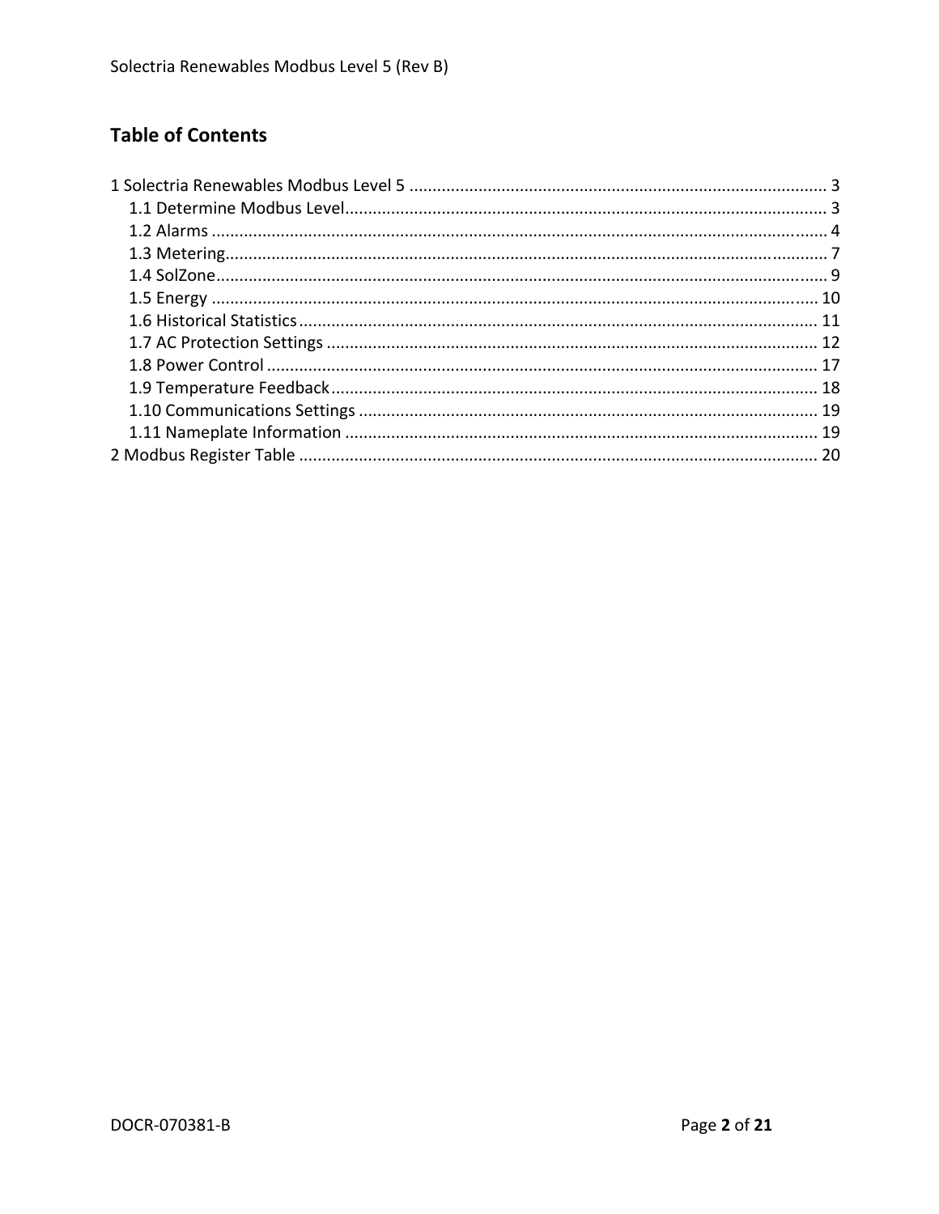## Table of Contents

1 Solectria Renewables Modbus Level 5 ........................................................................................ 3
- 1.1 Determine Modbus Level........................................................................................................ 3
- 1.2 Alarms ..................................................................................................................................... 4
- 1.3 Metering................................................................................................................................... 7
- 1.4 SolZone.................................................................................................................................... 9
- 1.5 Energy .................................................................................................................................... 10
- 1.6 Historical Statistics ................................................................................................................ 11
- 1.7 AC Protection Settings .......................................................................................................... 12
- 1.8 Power Control ....................................................................................................................... 17
- 1.9 Temperature Feedback ......................................................................................................... 18
- 1.10 Communications Settings ................................................................................................... 19
- 1.11 Nameplate Information ...................................................................................................... 19

2 Modbus Register Table ................................................................................................................ 20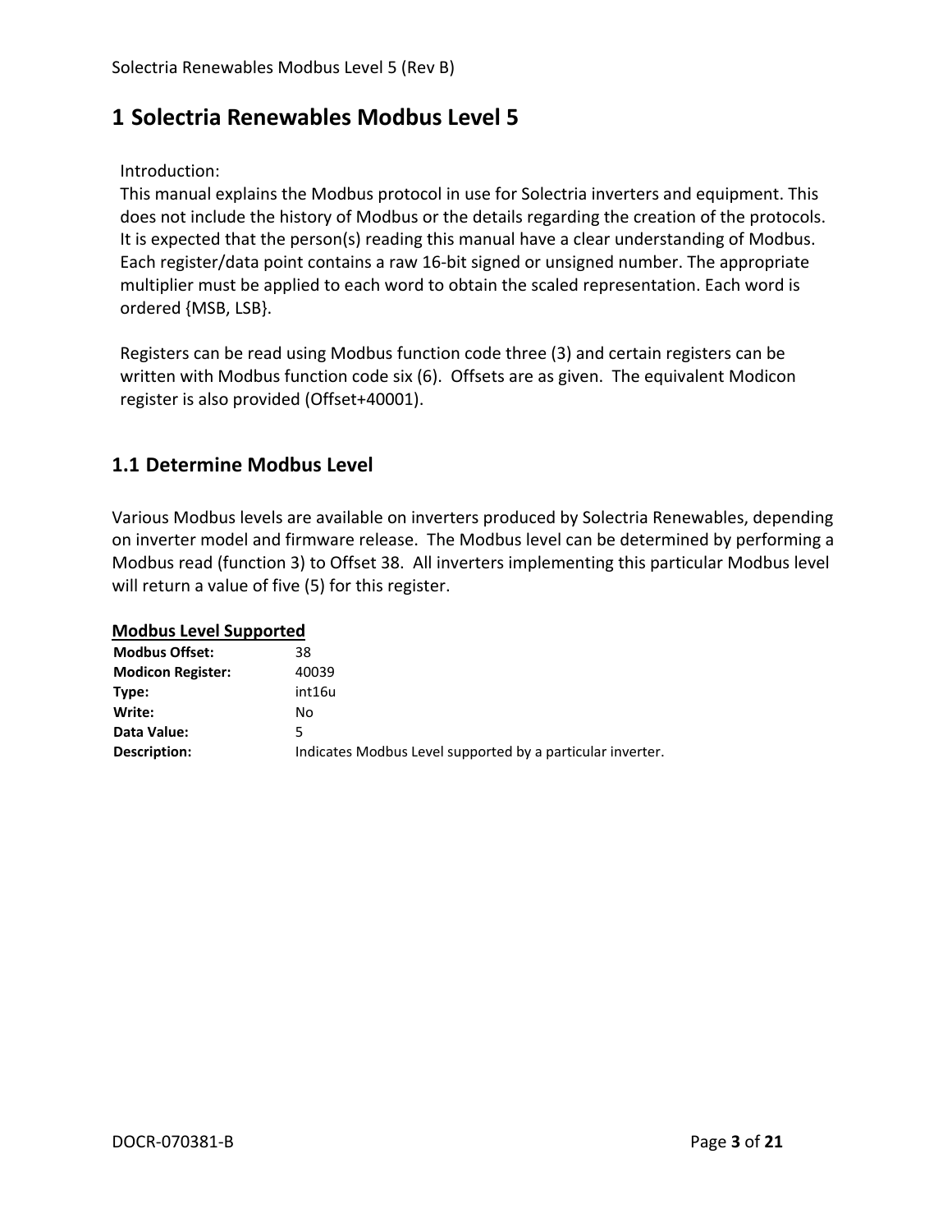# 1 Solectria Renewables Modbus Level 5

Introduction:
This manual explains the Modbus protocol in use for Solectria inverters and equipment. This does not include the history of Modbus or the details regarding the creation of the protocols. It is expected that the person(s) reading this manual have a clear understanding of Modbus. Each register/data point contains a raw 16-bit signed or unsigned number. The appropriate multiplier must be applied to each word to obtain the scaled representation. Each word is ordered {MSB, LSB}.

Registers can be read using Modbus function code three (3) and certain registers can be written with Modbus function code six (6). Offsets are as given. The equivalent Modicon register is also provided (Offset+40001).

## 1.1 Determine Modbus Level

Various Modbus levels are available on inverters produced by Solectria Renewables, depending on inverter model and firmware release. The Modbus level can be determined by performing a Modbus read (function 3) to Offset 38. All inverters implementing this particular Modbus level will return a value of five (5) for this register.

**Modbus Level Supported**

| | |
|---|---|
| **Modbus Offset:** | 38 |
| **Modicon Register:** | 40039 |
| **Type:** | int16u |
| **Write:** | No |
| **Data Value:** | 5 |
| **Description:** | Indicates Modbus Level supported by a particular inverter. |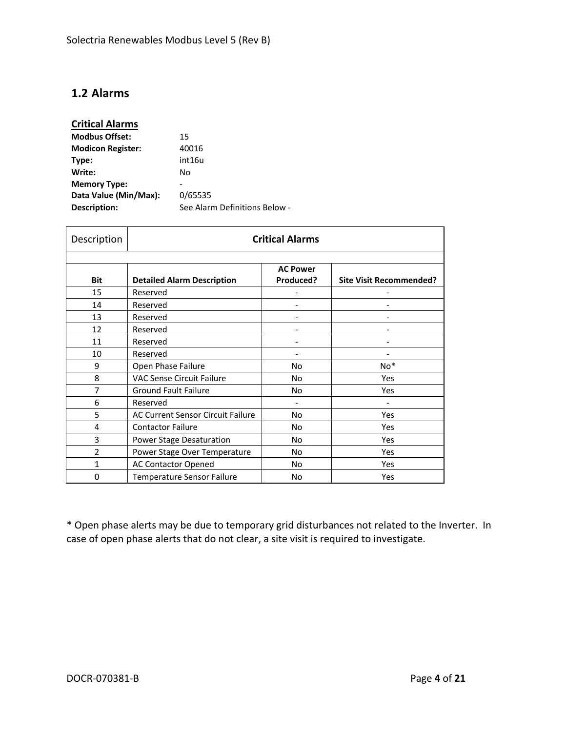## 1.2 Alarms

**Critical Alarms**

**Modbus Offset:** 15
**Modicon Register:** 40016
**Type:** int16u
**Write:** No
**Memory Type:** -
**Data Value (Min/Max):** 0/65535
**Description:** See Alarm Definitions Below -

| Description | **Critical Alarms** | | |
|---|---|---|---|
| | | | |
| **Bit** | **Detailed Alarm Description** | **AC Power Produced?** | **Site Visit Recommended?** |
| 15 | Reserved | - | - |
| 14 | Reserved | - | - |
| 13 | Reserved | - | - |
| 12 | Reserved | - | - |
| 11 | Reserved | - | - |
| 10 | Reserved | - | - |
| 9 | Open Phase Failure | No | No* |
| 8 | VAC Sense Circuit Failure | No | Yes |
| 7 | Ground Fault Failure | No | Yes |
| 6 | Reserved | - | - |
| 5 | AC Current Sensor Circuit Failure | No | Yes |
| 4 | Contactor Failure | No | Yes |
| 3 | Power Stage Desaturation | No | Yes |
| 2 | Power Stage Over Temperature | No | Yes |
| 1 | AC Contactor Opened | No | Yes |
| 0 | Temperature Sensor Failure | No | Yes |

* Open phase alerts may be due to temporary grid disturbances not related to the Inverter. In case of open phase alerts that do not clear, a site visit is required to investigate.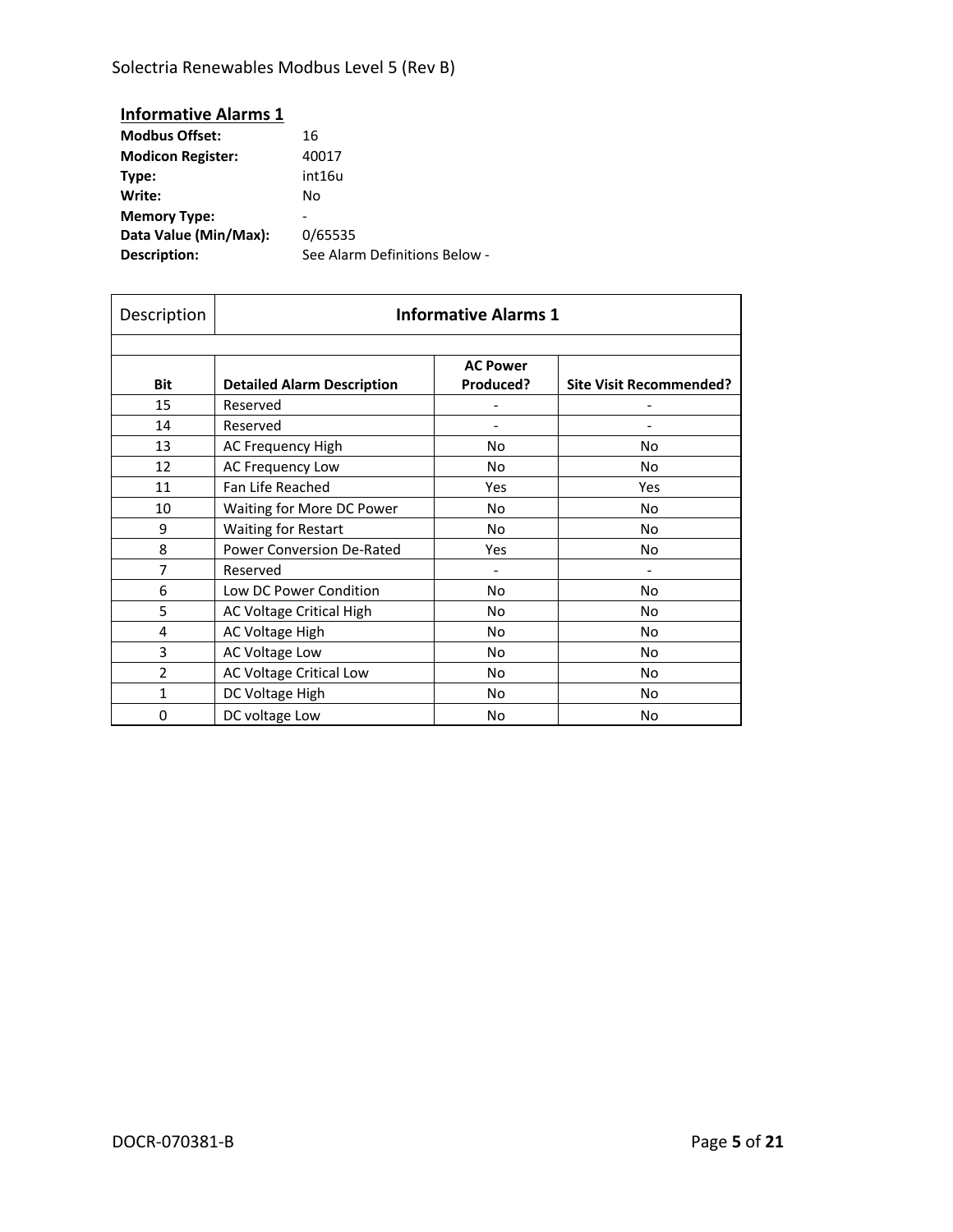## Informative Alarms 1

**Modbus Offset:** 16
**Modicon Register:** 40017
**Type:** int16u
**Write:** No
**Memory Type:** -
**Data Value (Min/Max):** 0/65535
**Description:** See Alarm Definitions Below -

| Description | Informative Alarms 1 | | |
|---|---|---|---|
| | | | |
| **Bit** | **Detailed Alarm Description** | **AC Power Produced?** | **Site Visit Recommended?** |
| 15 | Reserved | - | - |
| 14 | Reserved | - | - |
| 13 | AC Frequency High | No | No |
| 12 | AC Frequency Low | No | No |
| 11 | Fan Life Reached | Yes | Yes |
| 10 | Waiting for More DC Power | No | No |
| 9 | Waiting for Restart | No | No |
| 8 | Power Conversion De-Rated | Yes | No |
| 7 | Reserved | - | - |
| 6 | Low DC Power Condition | No | No |
| 5 | AC Voltage Critical High | No | No |
| 4 | AC Voltage High | No | No |
| 3 | AC Voltage Low | No | No |
| 2 | AC Voltage Critical Low | No | No |
| 1 | DC Voltage High | No | No |
| 0 | DC voltage Low | No | No |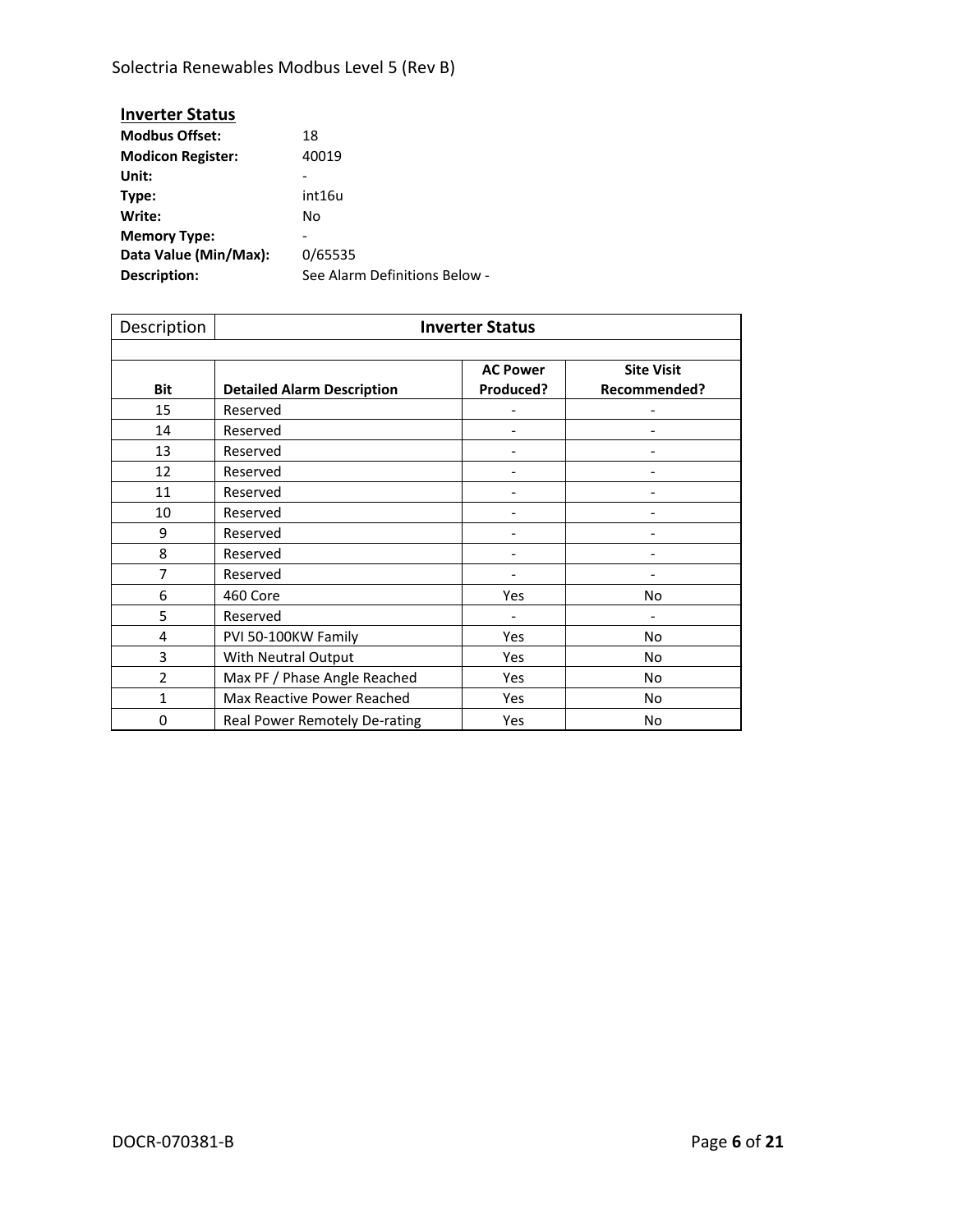## Inverter Status

| | |
|---|---|
| **Modbus Offset:** | 18 |
| **Modicon Register:** | 40019 |
| **Unit:** | - |
| **Type:** | int16u |
| **Write:** | No |
| **Memory Type:** | - |
| **Data Value (Min/Max):** | 0/65535 |
| **Description:** | See Alarm Definitions Below - |

| Description | **Inverter Status** | | |
|---|---|---|---|
| | | | |
| **Bit** | **Detailed Alarm Description** | **AC Power Produced?** | **Site Visit Recommended?** |
| 15 | Reserved | - | - |
| 14 | Reserved | - | - |
| 13 | Reserved | - | - |
| 12 | Reserved | - | - |
| 11 | Reserved | - | - |
| 10 | Reserved | - | - |
| 9 | Reserved | - | - |
| 8 | Reserved | - | - |
| 7 | Reserved | - | - |
| 6 | 460 Core | Yes | No |
| 5 | Reserved | - | - |
| 4 | PVI 50-100KW Family | Yes | No |
| 3 | With Neutral Output | Yes | No |
| 2 | Max PF / Phase Angle Reached | Yes | No |
| 1 | Max Reactive Power Reached | Yes | No |
| 0 | Real Power Remotely De-rating | Yes | No |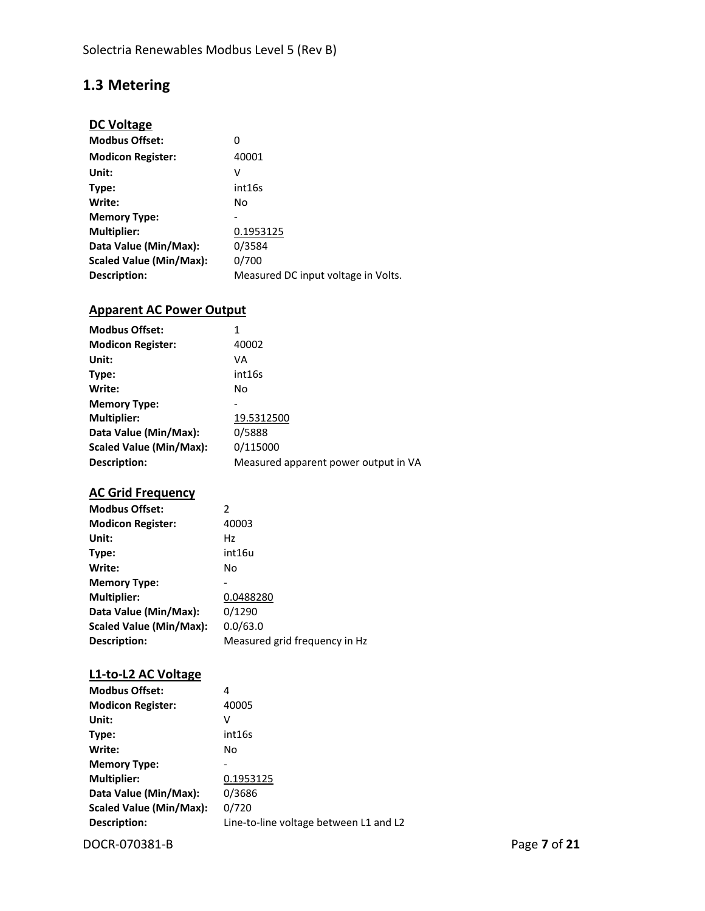## 1.3 Metering

**DC Voltage**

| | |
|---|---|
| **Modbus Offset:** | 0 |
| **Modicon Register:** | 40001 |
| **Unit:** | V |
| **Type:** | int16s |
| **Write:** | No |
| **Memory Type:** | - |
| **Multiplier:** | 0.1953125 |
| **Data Value (Min/Max):** | 0/3584 |
| **Scaled Value (Min/Max):** | 0/700 |
| **Description:** | Measured DC input voltage in Volts. |

**Apparent AC Power Output**

| | |
|---|---|
| **Modbus Offset:** | 1 |
| **Modicon Register:** | 40002 |
| **Unit:** | VA |
| **Type:** | int16s |
| **Write:** | No |
| **Memory Type:** | - |
| **Multiplier:** | 19.5312500 |
| **Data Value (Min/Max):** | 0/5888 |
| **Scaled Value (Min/Max):** | 0/115000 |
| **Description:** | Measured apparent power output in VA |

**AC Grid Frequency**

| | |
|---|---|
| **Modbus Offset:** | 2 |
| **Modicon Register:** | 40003 |
| **Unit:** | Hz |
| **Type:** | int16u |
| **Write:** | No |
| **Memory Type:** | - |
| **Multiplier:** | 0.0488280 |
| **Data Value (Min/Max):** | 0/1290 |
| **Scaled Value (Min/Max):** | 0.0/63.0 |
| **Description:** | Measured grid frequency in Hz |

**L1-to-L2 AC Voltage**

| | |
|---|---|
| **Modbus Offset:** | 4 |
| **Modicon Register:** | 40005 |
| **Unit:** | V |
| **Type:** | int16s |
| **Write:** | No |
| **Memory Type:** | - |
| **Multiplier:** | 0.1953125 |
| **Data Value (Min/Max):** | 0/3686 |
| **Scaled Value (Min/Max):** | 0/720 |
| **Description:** | Line-to-line voltage between L1 and L2 |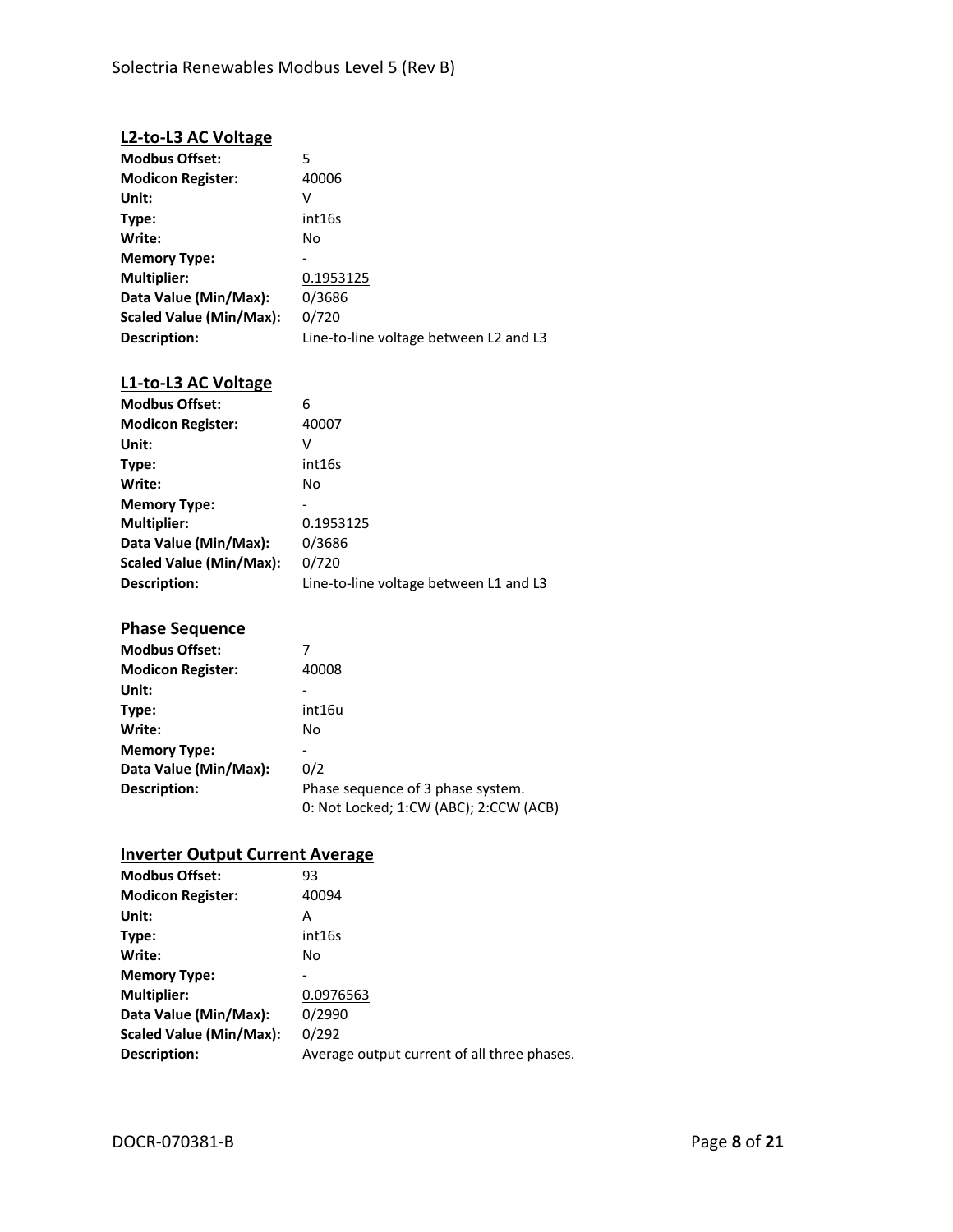### L2-to-L3 AC Voltage

| | |
|---|---|
| **Modbus Offset:** | 5 |
| **Modicon Register:** | 40006 |
| **Unit:** | V |
| **Type:** | int16s |
| **Write:** | No |
| **Memory Type:** | - |
| **Multiplier:** | 0.1953125 |
| **Data Value (Min/Max):** | 0/3686 |
| **Scaled Value (Min/Max):** | 0/720 |
| **Description:** | Line-to-line voltage between L2 and L3 |

### L1-to-L3 AC Voltage

| | |
|---|---|
| **Modbus Offset:** | 6 |
| **Modicon Register:** | 40007 |
| **Unit:** | V |
| **Type:** | int16s |
| **Write:** | No |
| **Memory Type:** | - |
| **Multiplier:** | 0.1953125 |
| **Data Value (Min/Max):** | 0/3686 |
| **Scaled Value (Min/Max):** | 0/720 |
| **Description:** | Line-to-line voltage between L1 and L3 |

### Phase Sequence

| | |
|---|---|
| **Modbus Offset:** | 7 |
| **Modicon Register:** | 40008 |
| **Unit:** | - |
| **Type:** | int16u |
| **Write:** | No |
| **Memory Type:** | - |
| **Data Value (Min/Max):** | 0/2 |
| **Description:** | Phase sequence of 3 phase system.<br>0: Not Locked; 1:CW (ABC); 2:CCW (ACB) |

### Inverter Output Current Average

| | |
|---|---|
| **Modbus Offset:** | 93 |
| **Modicon Register:** | 40094 |
| **Unit:** | A |
| **Type:** | int16s |
| **Write:** | No |
| **Memory Type:** | - |
| **Multiplier:** | 0.0976563 |
| **Data Value (Min/Max):** | 0/2990 |
| **Scaled Value (Min/Max):** | 0/292 |
| **Description:** | Average output current of all three phases. |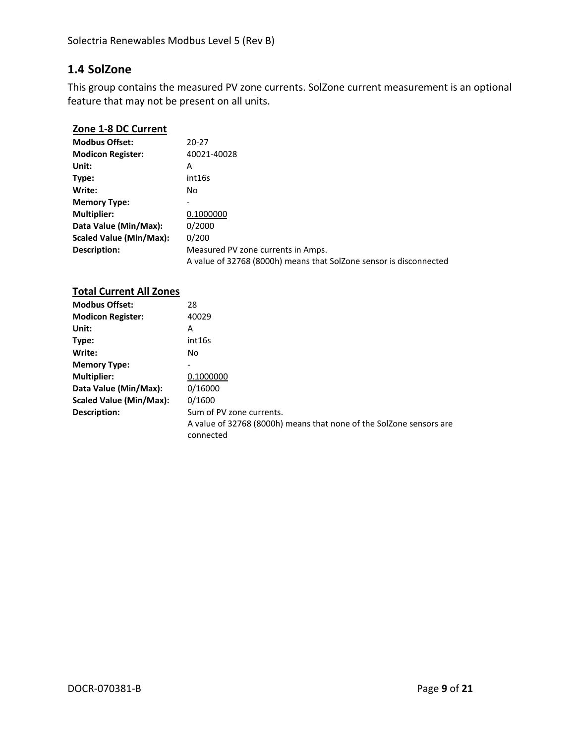## 1.4 SolZone

This group contains the measured PV zone currents. SolZone current measurement is an optional feature that may not be present on all units.

**Zone 1-8 DC Current**

| | |
|---|---|
| **Modbus Offset:** | 20-27 |
| **Modicon Register:** | 40021-40028 |
| **Unit:** | A |
| **Type:** | int16s |
| **Write:** | No |
| **Memory Type:** | - |
| **Multiplier:** | 0.1000000 |
| **Data Value (Min/Max):** | 0/2000 |
| **Scaled Value (Min/Max):** | 0/200 |
| **Description:** | Measured PV zone currents in Amps.<br>A value of 32768 (8000h) means that SolZone sensor is disconnected |

**Total Current All Zones**

| | |
|---|---|
| **Modbus Offset:** | 28 |
| **Modicon Register:** | 40029 |
| **Unit:** | A |
| **Type:** | int16s |
| **Write:** | No |
| **Memory Type:** | - |
| **Multiplier:** | 0.1000000 |
| **Data Value (Min/Max):** | 0/16000 |
| **Scaled Value (Min/Max):** | 0/1600 |
| **Description:** | Sum of PV zone currents.<br>A value of 32768 (8000h) means that none of the SolZone sensors are connected |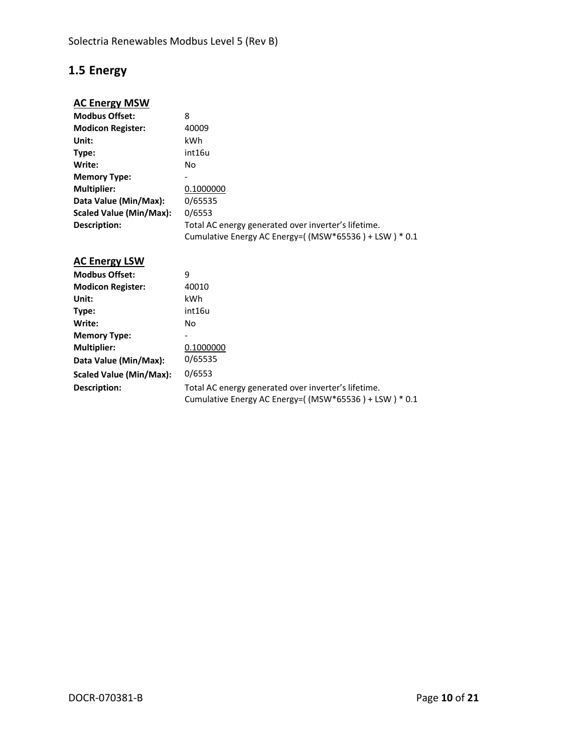## 1.5 Energy

### AC Energy MSW

| | |
|---|---|
| **Modbus Offset:** | 8 |
| **Modicon Register:** | 40009 |
| **Unit:** | kWh |
| **Type:** | int16u |
| **Write:** | No |
| **Memory Type:** | - |
| **Multiplier:** | 0.1000000 |
| **Data Value (Min/Max):** | 0/65535 |
| **Scaled Value (Min/Max):** | 0/6553 |
| **Description:** | Total AC energy generated over inverter's lifetime.<br>Cumulative Energy AC Energy=( (MSW*65536 ) + LSW ) * 0.1 |

### AC Energy LSW

| | |
|---|---|
| **Modbus Offset:** | 9 |
| **Modicon Register:** | 40010 |
| **Unit:** | kWh |
| **Type:** | int16u |
| **Write:** | No |
| **Memory Type:** | - |
| **Multiplier:** | 0.1000000 |
| **Data Value (Min/Max):** | 0/65535 |
| **Scaled Value (Min/Max):** | 0/6553 |
| **Description:** | Total AC energy generated over inverter's lifetime.<br>Cumulative Energy AC Energy=( (MSW*65536 ) + LSW ) * 0.1 |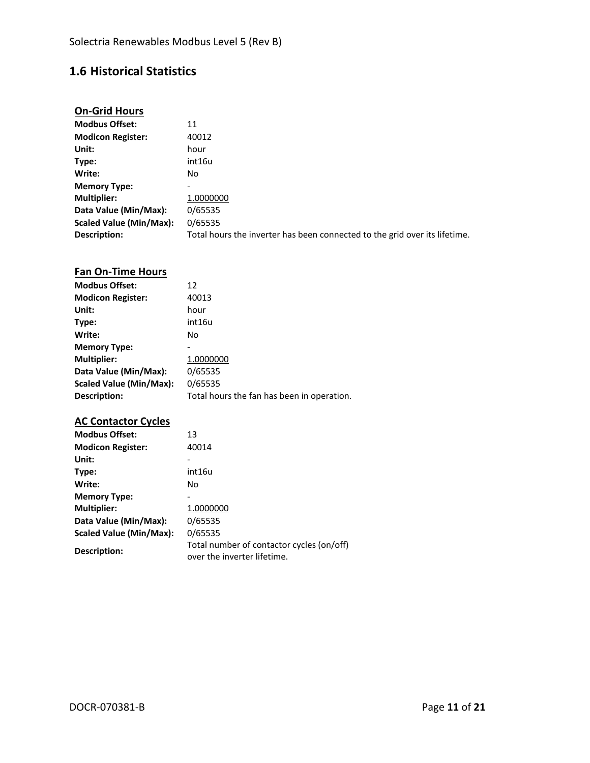## 1.6 Historical Statistics

### On-Grid Hours

| | |
|---|---|
| **Modbus Offset:** | 11 |
| **Modicon Register:** | 40012 |
| **Unit:** | hour |
| **Type:** | int16u |
| **Write:** | No |
| **Memory Type:** | - |
| **Multiplier:** | 1.0000000 |
| **Data Value (Min/Max):** | 0/65535 |
| **Scaled Value (Min/Max):** | 0/65535 |
| **Description:** | Total hours the inverter has been connected to the grid over its lifetime. |

### Fan On-Time Hours

| | |
|---|---|
| **Modbus Offset:** | 12 |
| **Modicon Register:** | 40013 |
| **Unit:** | hour |
| **Type:** | int16u |
| **Write:** | No |
| **Memory Type:** | - |
| **Multiplier:** | 1.0000000 |
| **Data Value (Min/Max):** | 0/65535 |
| **Scaled Value (Min/Max):** | 0/65535 |
| **Description:** | Total hours the fan has been in operation. |

### AC Contactor Cycles

| | |
|---|---|
| **Modbus Offset:** | 13 |
| **Modicon Register:** | 40014 |
| **Unit:** | - |
| **Type:** | int16u |
| **Write:** | No |
| **Memory Type:** | - |
| **Multiplier:** | 1.0000000 |
| **Data Value (Min/Max):** | 0/65535 |
| **Scaled Value (Min/Max):** | 0/65535 |
| **Description:** | Total number of contactor cycles (on/off) over the inverter lifetime. |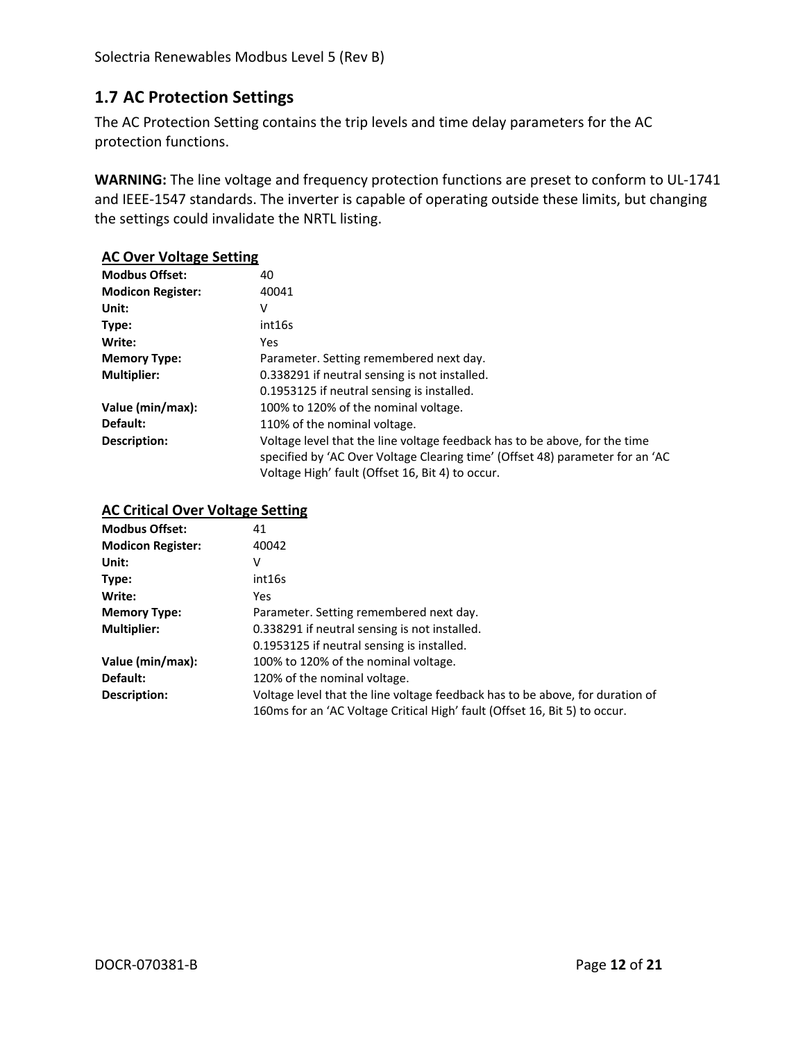## 1.7 AC Protection Settings

The AC Protection Setting contains the trip levels and time delay parameters for the AC protection functions.

**WARNING:** The line voltage and frequency protection functions are preset to conform to UL-1741 and IEEE-1547 standards. The inverter is capable of operating outside these limits, but changing the settings could invalidate the NRTL listing.

### AC Over Voltage Setting

| | |
|---|---|
| **Modbus Offset:** | 40 |
| **Modicon Register:** | 40041 |
| **Unit:** | V |
| **Type:** | int16s |
| **Write:** | Yes |
| **Memory Type:** | Parameter. Setting remembered next day. |
| **Multiplier:** | 0.338291 if neutral sensing is not installed.<br>0.1953125 if neutral sensing is installed. |
| **Value (min/max):** | 100% to 120% of the nominal voltage. |
| **Default:** | 110% of the nominal voltage. |
| **Description:** | Voltage level that the line voltage feedback has to be above, for the time specified by 'AC Over Voltage Clearing time' (Offset 48) parameter for an 'AC Voltage High' fault (Offset 16, Bit 4) to occur. |

### AC Critical Over Voltage Setting

| | |
|---|---|
| **Modbus Offset:** | 41 |
| **Modicon Register:** | 40042 |
| **Unit:** | V |
| **Type:** | int16s |
| **Write:** | Yes |
| **Memory Type:** | Parameter. Setting remembered next day. |
| **Multiplier:** | 0.338291 if neutral sensing is not installed.<br>0.1953125 if neutral sensing is installed. |
| **Value (min/max):** | 100% to 120% of the nominal voltage. |
| **Default:** | 120% of the nominal voltage. |
| **Description:** | Voltage level that the line voltage feedback has to be above, for duration of 160ms for an 'AC Voltage Critical High' fault (Offset 16, Bit 5) to occur. |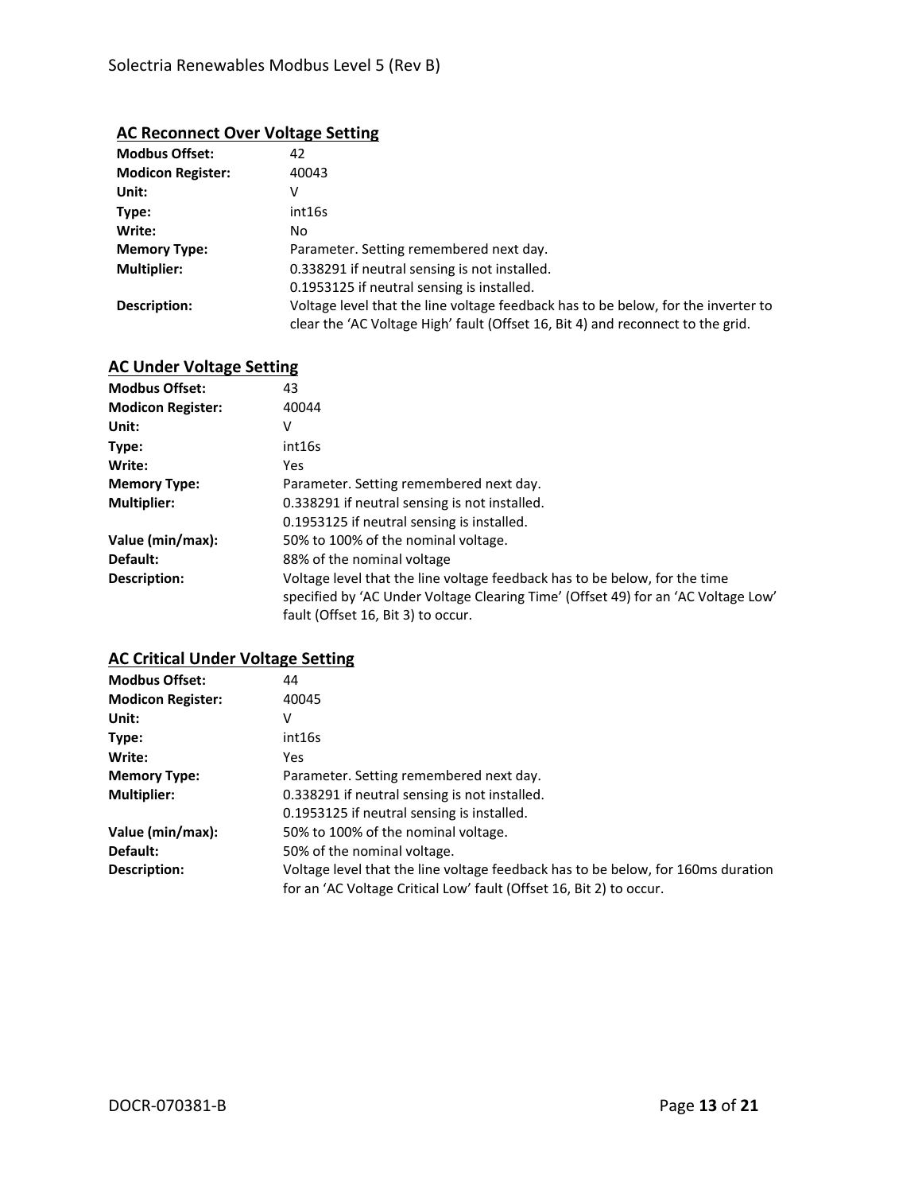## AC Reconnect Over Voltage Setting

| | |
|---|---|
| **Modbus Offset:** | 42 |
| **Modicon Register:** | 40043 |
| **Unit:** | V |
| **Type:** | int16s |
| **Write:** | No |
| **Memory Type:** | Parameter. Setting remembered next day. |
| **Multiplier:** | 0.338291 if neutral sensing is not installed.<br>0.1953125 if neutral sensing is installed. |
| **Description:** | Voltage level that the line voltage feedback has to be below, for the inverter to clear the ‘AC Voltage High’ fault (Offset 16, Bit 4) and reconnect to the grid. |

## AC Under Voltage Setting

| | |
|---|---|
| **Modbus Offset:** | 43 |
| **Modicon Register:** | 40044 |
| **Unit:** | V |
| **Type:** | int16s |
| **Write:** | Yes |
| **Memory Type:** | Parameter. Setting remembered next day. |
| **Multiplier:** | 0.338291 if neutral sensing is not installed.<br>0.1953125 if neutral sensing is installed. |
| **Value (min/max):** | 50% to 100% of the nominal voltage. |
| **Default:** | 88% of the nominal voltage |
| **Description:** | Voltage level that the line voltage feedback has to be below, for the time specified by ‘AC Under Voltage Clearing Time’ (Offset 49) for an ‘AC Voltage Low’ fault (Offset 16, Bit 3) to occur. |

## AC Critical Under Voltage Setting

| | |
|---|---|
| **Modbus Offset:** | 44 |
| **Modicon Register:** | 40045 |
| **Unit:** | V |
| **Type:** | int16s |
| **Write:** | Yes |
| **Memory Type:** | Parameter. Setting remembered next day. |
| **Multiplier:** | 0.338291 if neutral sensing is not installed.<br>0.1953125 if neutral sensing is installed. |
| **Value (min/max):** | 50% to 100% of the nominal voltage. |
| **Default:** | 50% of the nominal voltage. |
| **Description:** | Voltage level that the line voltage feedback has to be below, for 160ms duration for an ‘AC Voltage Critical Low’ fault (Offset 16, Bit 2) to occur. |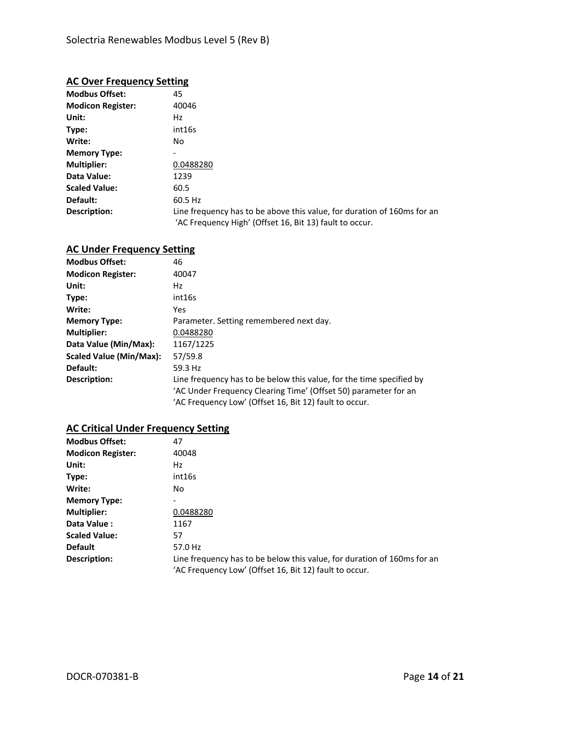## AC Over Frequency Setting

**Modbus Offset:** 45
**Modicon Register:** 40046
**Unit:** Hz
**Type:** int16s
**Write:** No
**Memory Type:** -
**Multiplier:** 0.0488280
**Data Value:** 1239
**Scaled Value:** 60.5
**Default:** 60.5 Hz
**Description:** Line frequency has to be above this value, for duration of 160ms for an 'AC Frequency High' (Offset 16, Bit 13) fault to occur.

## AC Under Frequency Setting

**Modbus Offset:** 46
**Modicon Register:** 40047
**Unit:** Hz
**Type:** int16s
**Write:** Yes
**Memory Type:** Parameter. Setting remembered next day.
**Multiplier:** 0.0488280
**Data Value (Min/Max):** 1167/1225
**Scaled Value (Min/Max):** 57/59.8
**Default:** 59.3 Hz
**Description:** Line frequency has to be below this value, for the time specified by 'AC Under Frequency Clearing Time' (Offset 50) parameter for an 'AC Frequency Low' (Offset 16, Bit 12) fault to occur.

## AC Critical Under Frequency Setting

**Modbus Offset:** 47
**Modicon Register:** 40048
**Unit:** Hz
**Type:** int16s
**Write:** No
**Memory Type:** -
**Multiplier:** 0.0488280
**Data Value :** 1167
**Scaled Value:** 57
**Default** 57.0 Hz
**Description:** Line frequency has to be below this value, for duration of 160ms for an 'AC Frequency Low' (Offset 16, Bit 12) fault to occur.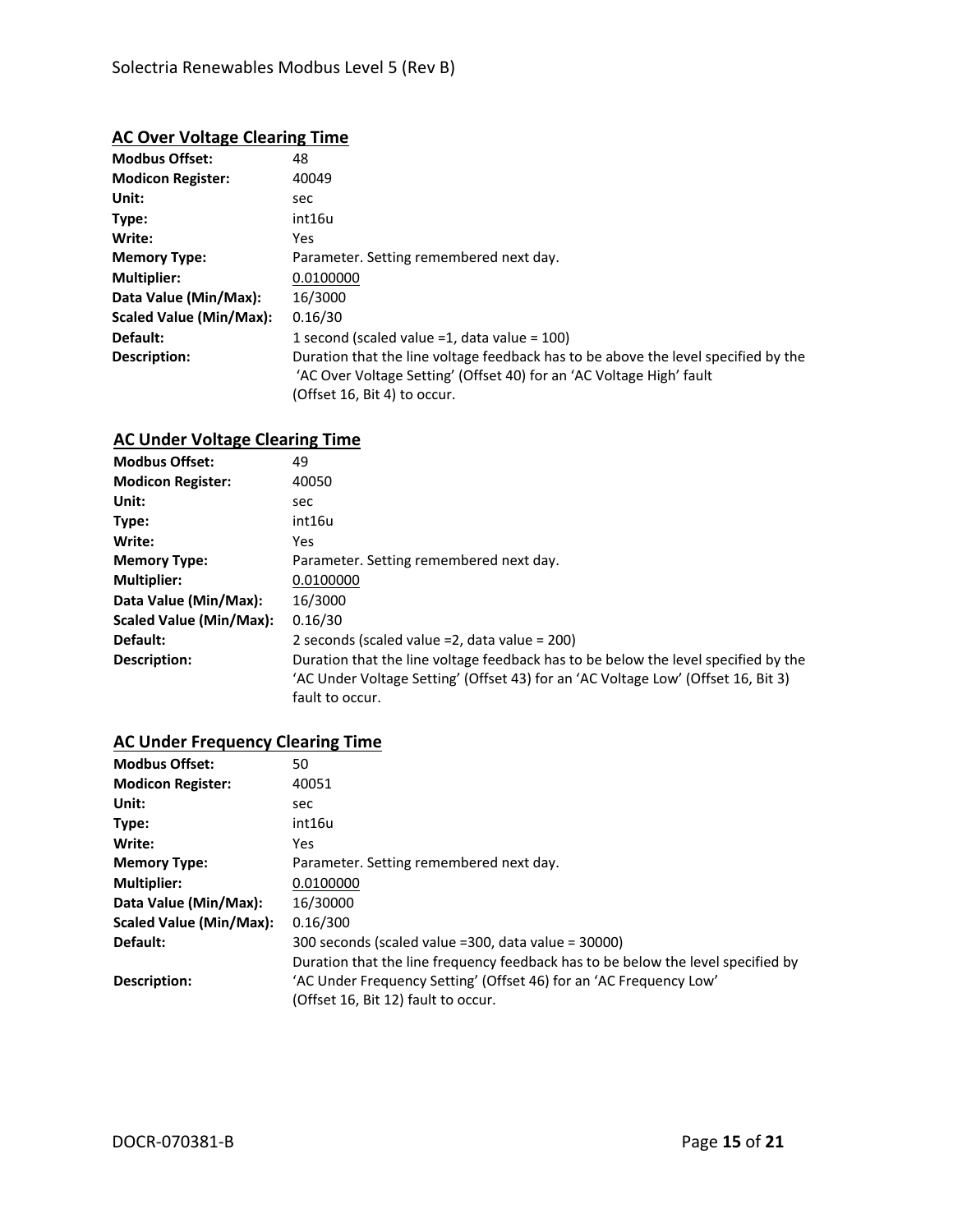## AC Over Voltage Clearing Time

| | |
|---|---|
| **Modbus Offset:** | 48 |
| **Modicon Register:** | 40049 |
| **Unit:** | sec |
| **Type:** | int16u |
| **Write:** | Yes |
| **Memory Type:** | Parameter. Setting remembered next day. |
| **Multiplier:** | 0.0100000 |
| **Data Value (Min/Max):** | 16/3000 |
| **Scaled Value (Min/Max):** | 0.16/30 |
| **Default:** | 1 second (scaled value =1, data value = 100) |
| **Description:** | Duration that the line voltage feedback has to be above the level specified by the 'AC Over Voltage Setting' (Offset 40) for an 'AC Voltage High' fault (Offset 16, Bit 4) to occur. |

## AC Under Voltage Clearing Time

| | |
|---|---|
| **Modbus Offset:** | 49 |
| **Modicon Register:** | 40050 |
| **Unit:** | sec |
| **Type:** | int16u |
| **Write:** | Yes |
| **Memory Type:** | Parameter. Setting remembered next day. |
| **Multiplier:** | 0.0100000 |
| **Data Value (Min/Max):** | 16/3000 |
| **Scaled Value (Min/Max):** | 0.16/30 |
| **Default:** | 2 seconds (scaled value =2, data value = 200) |
| **Description:** | Duration that the line voltage feedback has to be below the level specified by the 'AC Under Voltage Setting' (Offset 43) for an 'AC Voltage Low' (Offset 16, Bit 3) fault to occur. |

## AC Under Frequency Clearing Time

| | |
|---|---|
| **Modbus Offset:** | 50 |
| **Modicon Register:** | 40051 |
| **Unit:** | sec |
| **Type:** | int16u |
| **Write:** | Yes |
| **Memory Type:** | Parameter. Setting remembered next day. |
| **Multiplier:** | 0.0100000 |
| **Data Value (Min/Max):** | 16/30000 |
| **Scaled Value (Min/Max):** | 0.16/300 |
| **Default:** | 300 seconds (scaled value =300, data value = 30000) |
| **Description:** | Duration that the line frequency feedback has to be below the level specified by 'AC Under Frequency Setting' (Offset 46) for an 'AC Frequency Low' (Offset 16, Bit 12) fault to occur. |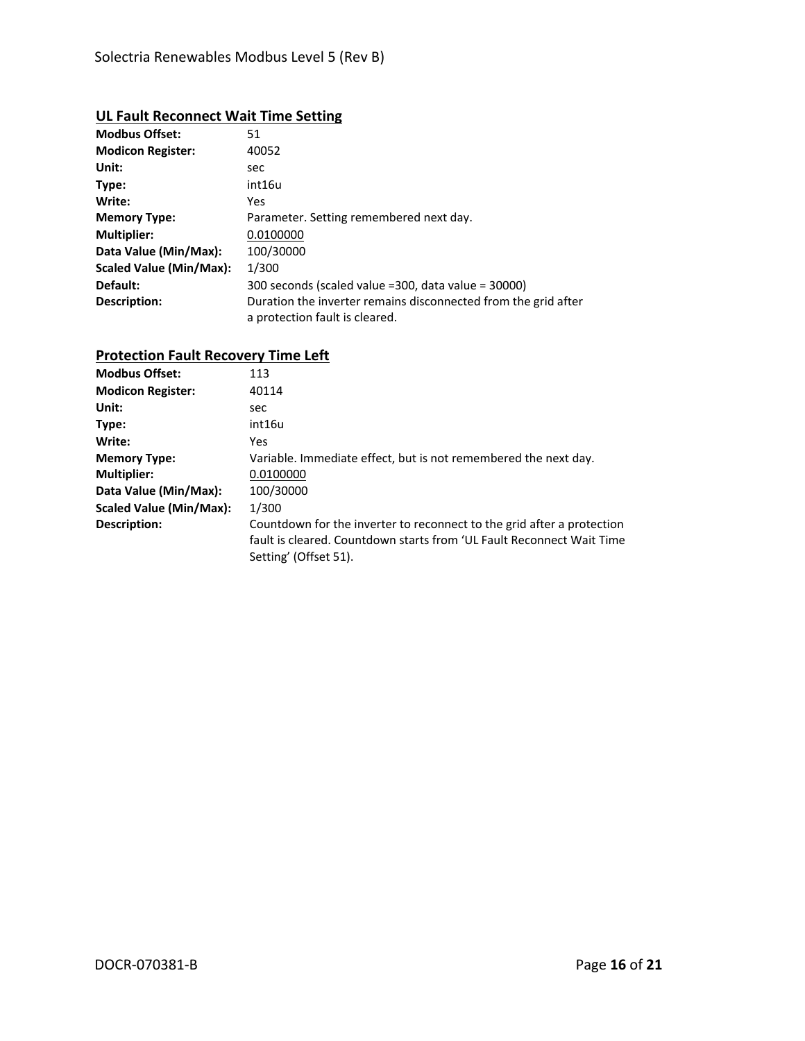## UL Fault Reconnect Wait Time Setting

| | |
|---|---|
| **Modbus Offset:** | 51 |
| **Modicon Register:** | 40052 |
| **Unit:** | sec |
| **Type:** | int16u |
| **Write:** | Yes |
| **Memory Type:** | Parameter. Setting remembered next day. |
| **Multiplier:** | 0.0100000 |
| **Data Value (Min/Max):** | 100/30000 |
| **Scaled Value (Min/Max):** | 1/300 |
| **Default:** | 300 seconds (scaled value =300, data value = 30000) |
| **Description:** | Duration the inverter remains disconnected from the grid after a protection fault is cleared. |

## Protection Fault Recovery Time Left

| | |
|---|---|
| **Modbus Offset:** | 113 |
| **Modicon Register:** | 40114 |
| **Unit:** | sec |
| **Type:** | int16u |
| **Write:** | Yes |
| **Memory Type:** | Variable. Immediate effect, but is not remembered the next day. |
| **Multiplier:** | 0.0100000 |
| **Data Value (Min/Max):** | 100/30000 |
| **Scaled Value (Min/Max):** | 1/300 |
| **Description:** | Countdown for the inverter to reconnect to the grid after a protection fault is cleared. Countdown starts from 'UL Fault Reconnect Wait Time Setting' (Offset 51). |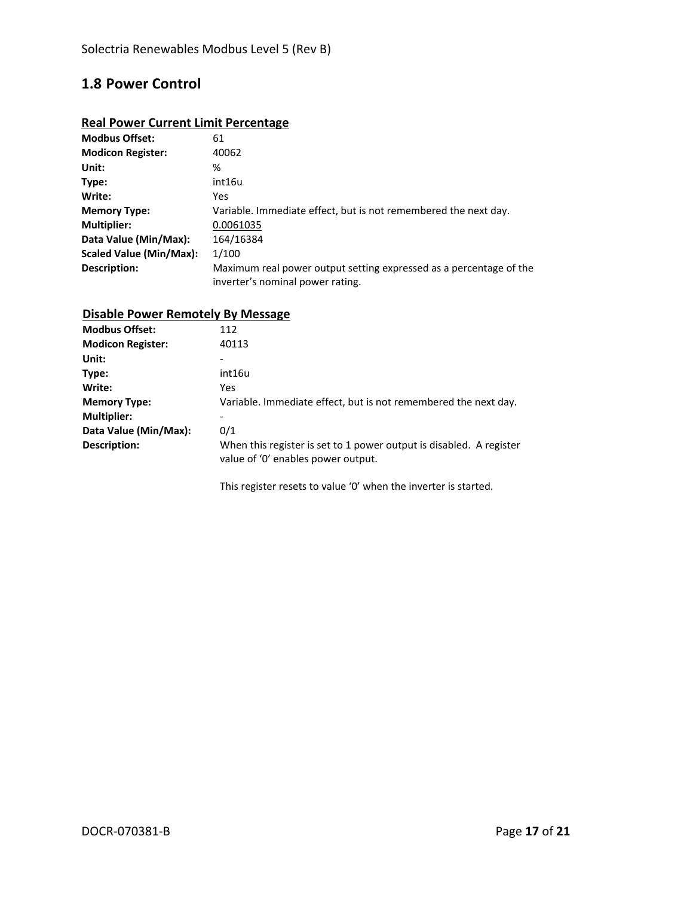## 1.8 Power Control

### Real Power Current Limit Percentage

| | |
|---|---|
| **Modbus Offset:** | 61 |
| **Modicon Register:** | 40062 |
| **Unit:** | % |
| **Type:** | int16u |
| **Write:** | Yes |
| **Memory Type:** | Variable. Immediate effect, but is not remembered the next day. |
| **Multiplier:** | 0.0061035 |
| **Data Value (Min/Max):** | 164/16384 |
| **Scaled Value (Min/Max):** | 1/100 |
| **Description:** | Maximum real power output setting expressed as a percentage of the inverter's nominal power rating. |

### Disable Power Remotely By Message

| | |
|---|---|
| **Modbus Offset:** | 112 |
| **Modicon Register:** | 40113 |
| **Unit:** | - |
| **Type:** | int16u |
| **Write:** | Yes |
| **Memory Type:** | Variable. Immediate effect, but is not remembered the next day. |
| **Multiplier:** | - |
| **Data Value (Min/Max):** | 0/1 |
| **Description:** | When this register is set to 1 power output is disabled. A register value of '0' enables power output.<br><br>This register resets to value '0' when the inverter is started. |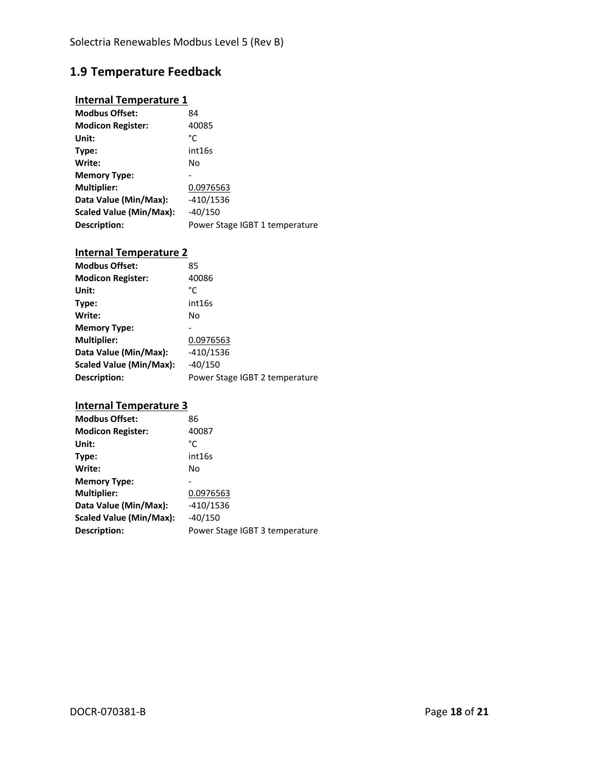## 1.9 Temperature Feedback

### Internal Temperature 1

**Modbus Offset:** 84
**Modicon Register:** 40085
**Unit:** °C
**Type:** int16s
**Write:** No
**Memory Type:** -
**Multiplier:** 0.0976563
**Data Value (Min/Max):** -410/1536
**Scaled Value (Min/Max):** -40/150
**Description:** Power Stage IGBT 1 temperature

### Internal Temperature 2

**Modbus Offset:** 85
**Modicon Register:** 40086
**Unit:** °C
**Type:** int16s
**Write:** No
**Memory Type:** -
**Multiplier:** 0.0976563
**Data Value (Min/Max):** -410/1536
**Scaled Value (Min/Max):** -40/150
**Description:** Power Stage IGBT 2 temperature

### Internal Temperature 3

**Modbus Offset:** 86
**Modicon Register:** 40087
**Unit:** °C
**Type:** int16s
**Write:** No
**Memory Type:** -
**Multiplier:** 0.0976563
**Data Value (Min/Max):** -410/1536
**Scaled Value (Min/Max):** -40/150
**Description:** Power Stage IGBT 3 temperature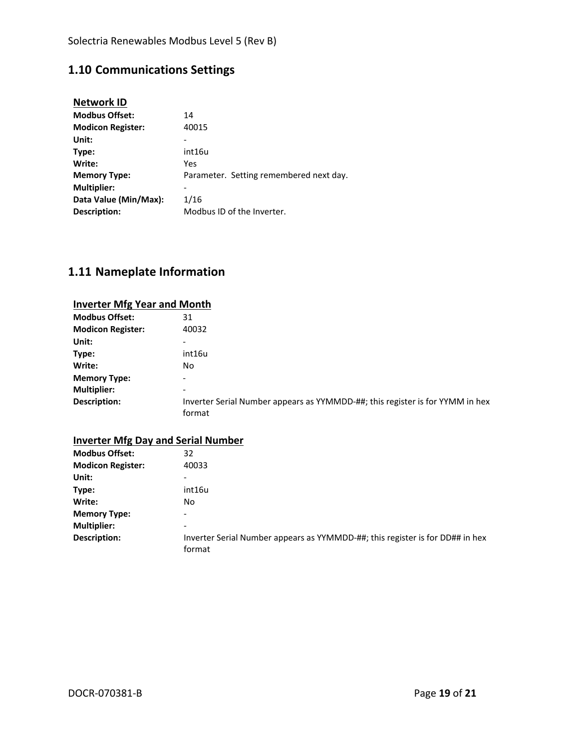## 1.10 Communications Settings

**Network ID**

| | |
|---|---|
| **Modbus Offset:** | 14 |
| **Modicon Register:** | 40015 |
| **Unit:** | - |
| **Type:** | int16u |
| **Write:** | Yes |
| **Memory Type:** | Parameter. Setting remembered next day. |
| **Multiplier:** | - |
| **Data Value (Min/Max):** | 1/16 |
| **Description:** | Modbus ID of the Inverter. |

## 1.11 Nameplate Information

**Inverter Mfg Year and Month**

| | |
|---|---|
| **Modbus Offset:** | 31 |
| **Modicon Register:** | 40032 |
| **Unit:** | - |
| **Type:** | int16u |
| **Write:** | No |
| **Memory Type:** | - |
| **Multiplier:** | - |
| **Description:** | Inverter Serial Number appears as YYMMDD-##; this register is for YYMM in hex format |

**Inverter Mfg Day and Serial Number**

| | |
|---|---|
| **Modbus Offset:** | 32 |
| **Modicon Register:** | 40033 |
| **Unit:** | - |
| **Type:** | int16u |
| **Write:** | No |
| **Memory Type:** | - |
| **Multiplier:** | - |
| **Description:** | Inverter Serial Number appears as YYMMDD-##; this register is for DD## in hex format |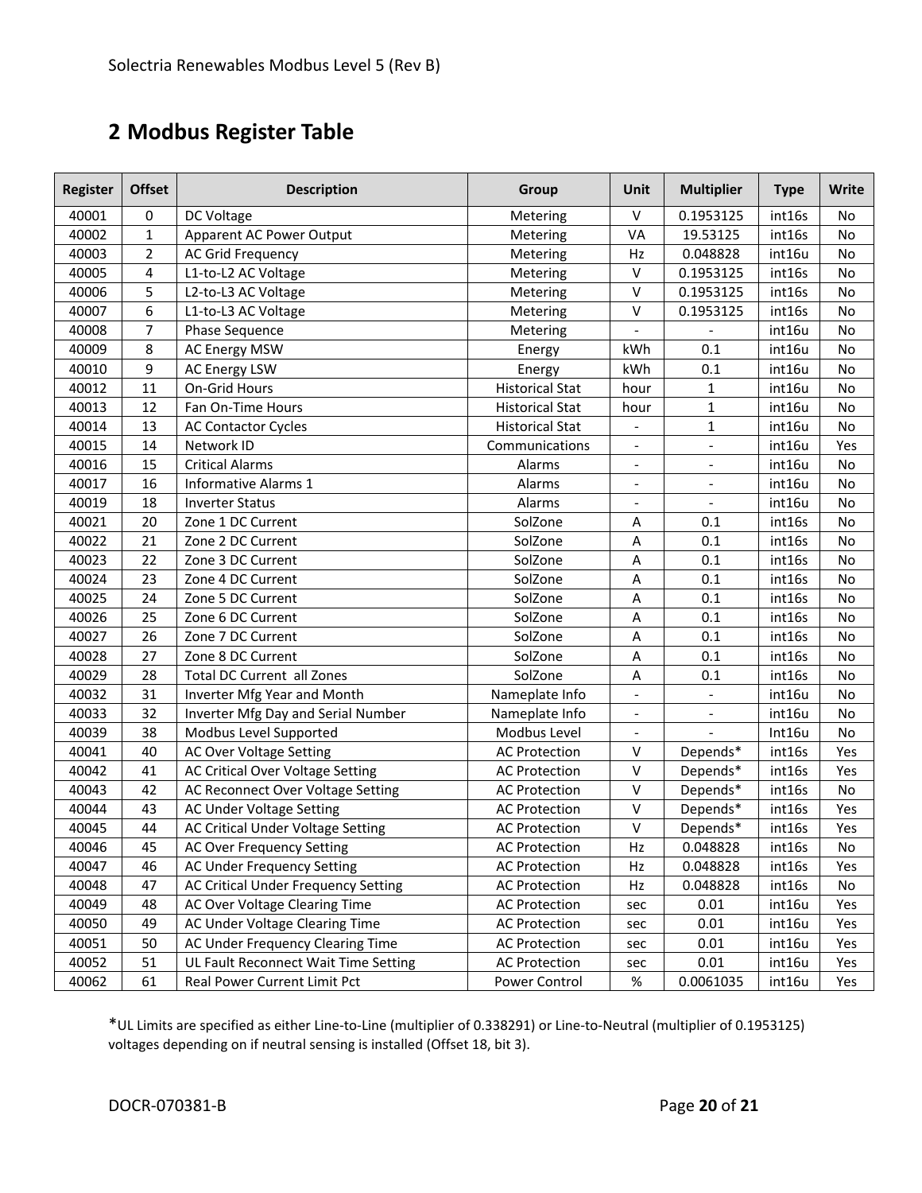## 2 Modbus Register Table

| Register | Offset | Description | Group | Unit | Multiplier | Type | Write |
|---|---|---|---|---|---|---|---|
| 40001 | 0 | DC Voltage | Metering | V | 0.1953125 | int16s | No |
| 40002 | 1 | Apparent AC Power Output | Metering | VA | 19.53125 | int16s | No |
| 40003 | 2 | AC Grid Frequency | Metering | Hz | 0.048828 | int16u | No |
| 40005 | 4 | L1-to-L2 AC Voltage | Metering | V | 0.1953125 | int16s | No |
| 40006 | 5 | L2-to-L3 AC Voltage | Metering | V | 0.1953125 | int16s | No |
| 40007 | 6 | L1-to-L3 AC Voltage | Metering | V | 0.1953125 | int16s | No |
| 40008 | 7 | Phase Sequence | Metering | - | - | int16u | No |
| 40009 | 8 | AC Energy MSW | Energy | kWh | 0.1 | int16u | No |
| 40010 | 9 | AC Energy LSW | Energy | kWh | 0.1 | int16u | No |
| 40012 | 11 | On-Grid Hours | Historical Stat | hour | 1 | int16u | No |
| 40013 | 12 | Fan On-Time Hours | Historical Stat | hour | 1 | int16u | No |
| 40014 | 13 | AC Contactor Cycles | Historical Stat | - | 1 | int16u | No |
| 40015 | 14 | Network ID | Communications | - | - | int16u | Yes |
| 40016 | 15 | Critical Alarms | Alarms | - | - | int16u | No |
| 40017 | 16 | Informative Alarms 1 | Alarms | - | - | int16u | No |
| 40019 | 18 | Inverter Status | Alarms | - | - | int16u | No |
| 40021 | 20 | Zone 1 DC Current | SolZone | A | 0.1 | int16s | No |
| 40022 | 21 | Zone 2 DC Current | SolZone | A | 0.1 | int16s | No |
| 40023 | 22 | Zone 3 DC Current | SolZone | A | 0.1 | int16s | No |
| 40024 | 23 | Zone 4 DC Current | SolZone | A | 0.1 | int16s | No |
| 40025 | 24 | Zone 5 DC Current | SolZone | A | 0.1 | int16s | No |
| 40026 | 25 | Zone 6 DC Current | SolZone | A | 0.1 | int16s | No |
| 40027 | 26 | Zone 7 DC Current | SolZone | A | 0.1 | int16s | No |
| 40028 | 27 | Zone 8 DC Current | SolZone | A | 0.1 | int16s | No |
| 40029 | 28 | Total DC Current all Zones | SolZone | A | 0.1 | int16s | No |
| 40032 | 31 | Inverter Mfg Year and Month | Nameplate Info | - | - | int16u | No |
| 40033 | 32 | Inverter Mfg Day and Serial Number | Nameplate Info | - | - | int16u | No |
| 40039 | 38 | Modbus Level Supported | Modbus Level | - | - | Int16u | No |
| 40041 | 40 | AC Over Voltage Setting | AC Protection | V | Depends* | int16s | Yes |
| 40042 | 41 | AC Critical Over Voltage Setting | AC Protection | V | Depends* | int16s | Yes |
| 40043 | 42 | AC Reconnect Over Voltage Setting | AC Protection | V | Depends* | int16s | No |
| 40044 | 43 | AC Under Voltage Setting | AC Protection | V | Depends* | int16s | Yes |
| 40045 | 44 | AC Critical Under Voltage Setting | AC Protection | V | Depends* | int16s | Yes |
| 40046 | 45 | AC Over Frequency Setting | AC Protection | Hz | 0.048828 | int16s | No |
| 40047 | 46 | AC Under Frequency Setting | AC Protection | Hz | 0.048828 | int16s | Yes |
| 40048 | 47 | AC Critical Under Frequency Setting | AC Protection | Hz | 0.048828 | int16s | No |
| 40049 | 48 | AC Over Voltage Clearing Time | AC Protection | sec | 0.01 | int16u | Yes |
| 40050 | 49 | AC Under Voltage Clearing Time | AC Protection | sec | 0.01 | int16u | Yes |
| 40051 | 50 | AC Under Frequency Clearing Time | AC Protection | sec | 0.01 | int16u | Yes |
| 40052 | 51 | UL Fault Reconnect Wait Time Setting | AC Protection | sec | 0.01 | int16u | Yes |
| 40062 | 61 | Real Power Current Limit Pct | Power Control | % | 0.0061035 | int16u | Yes |

*UL Limits are specified as either Line-to-Line (multiplier of 0.338291) or Line-to-Neutral (multiplier of 0.1953125) voltages depending on if neutral sensing is installed (Offset 18, bit 3).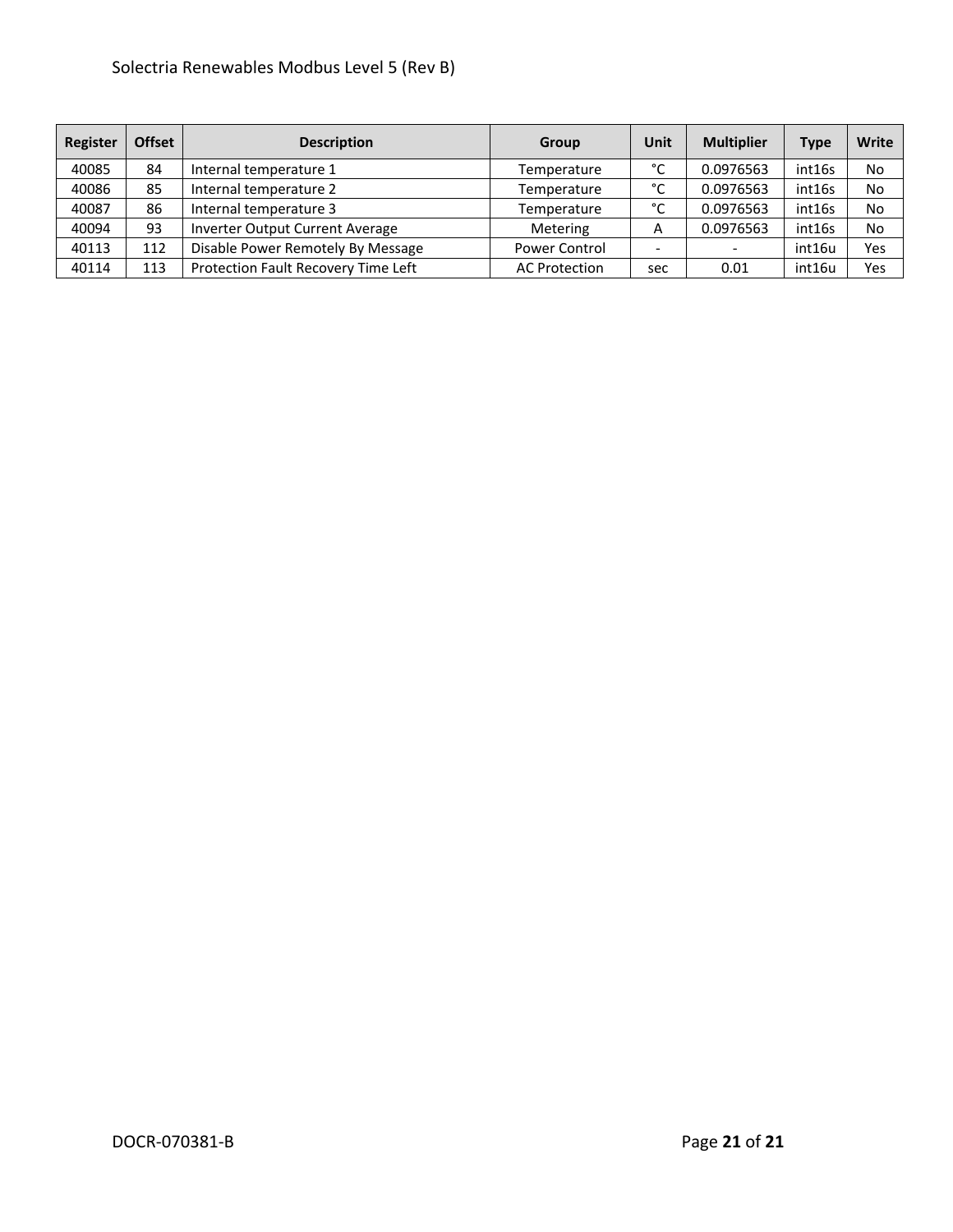| Register | Offset | Description | Group | Unit | Multiplier | Type | Write |
|---|---|---|---|---|---|---|---|
| 40085 | 84 | Internal temperature 1 | Temperature | °C | 0.0976563 | int16s | No |
| 40086 | 85 | Internal temperature 2 | Temperature | °C | 0.0976563 | int16s | No |
| 40087 | 86 | Internal temperature 3 | Temperature | °C | 0.0976563 | int16s | No |
| 40094 | 93 | Inverter Output Current Average | Metering | A | 0.0976563 | int16s | No |
| 40113 | 112 | Disable Power Remotely By Message | Power Control | - | - | int16u | Yes |
| 40114 | 113 | Protection Fault Recovery Time Left | AC Protection | sec | 0.01 | int16u | Yes |